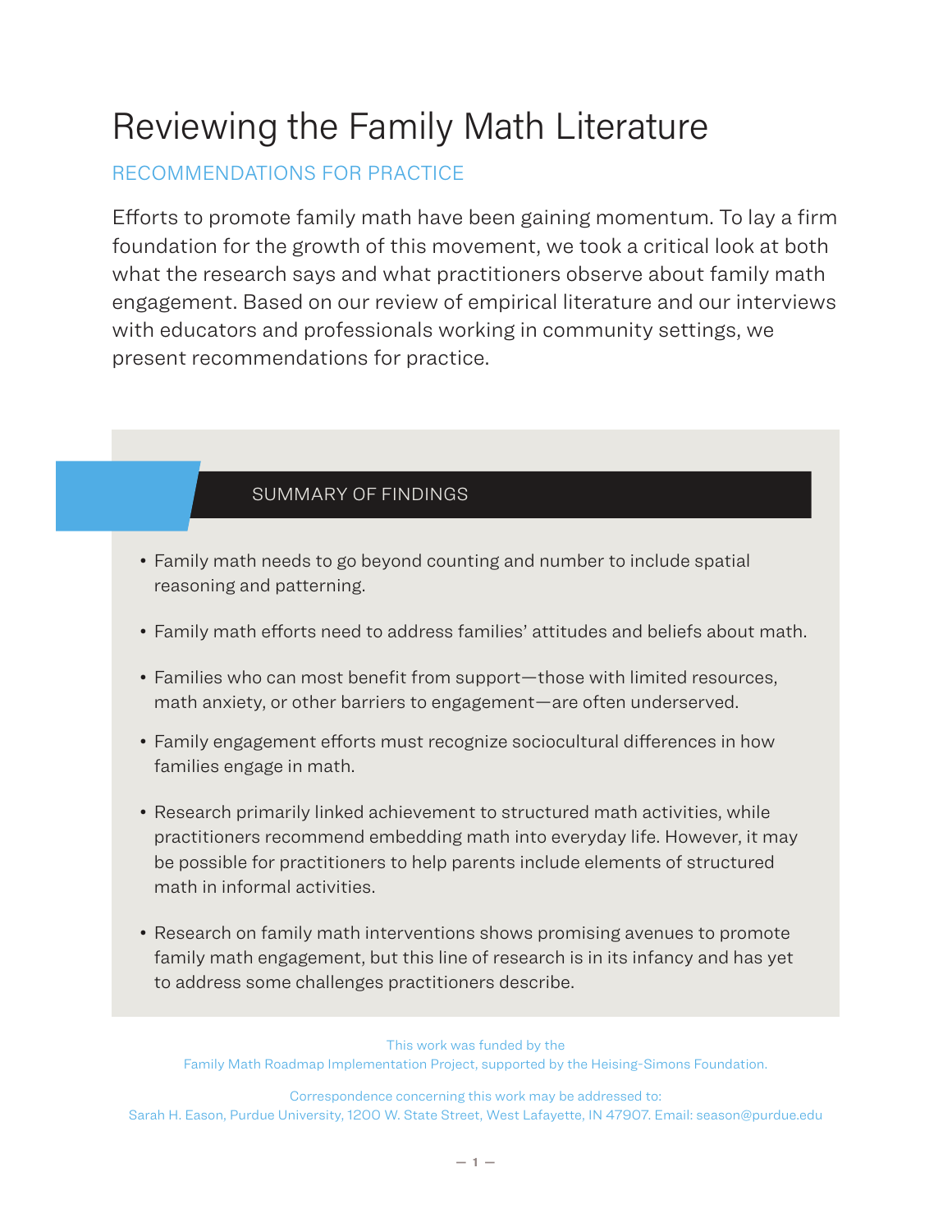# Reviewing the Family Math Literature

## RECOMMENDATIONS FOR PRACTICE

Efforts to promote family math have been gaining momentum. To lay a firm foundation for the growth of this movement, we took a critical look at both what the research says and what practitioners observe about family math engagement. Based on our review of empirical literature and our interviews with educators and professionals working in community settings, we present recommendations for practice.

### SUMMARY OF FINDINGS

- Family math needs to go beyond counting and number to include spatial reasoning and patterning.
- Family math efforts need to address families' attitudes and beliefs about math.
- Families who can most benefit from support—those with limited resources, math anxiety, or other barriers to engagement—are often underserved.
- Family engagement efforts must recognize sociocultural differences in how families engage in math.
- Research primarily linked achievement to structured math activities, while practitioners recommend embedding math into everyday life. However, it may be possible for practitioners to help parents include elements of structured math in informal activities.
- Research on family math interventions shows promising avenues to promote family math engagement, but this line of research is in its infancy and has yet to address some challenges practitioners describe.

This work was funded by the Family Math Roadmap Implementation Project, supported by the Heising-Simons Foundation.

Correspondence concerning this work may be addressed to: Sarah H. Eason, Purdue University, 1200 W. State Street, West Lafayette, IN 47907. Email: season@purdue.edu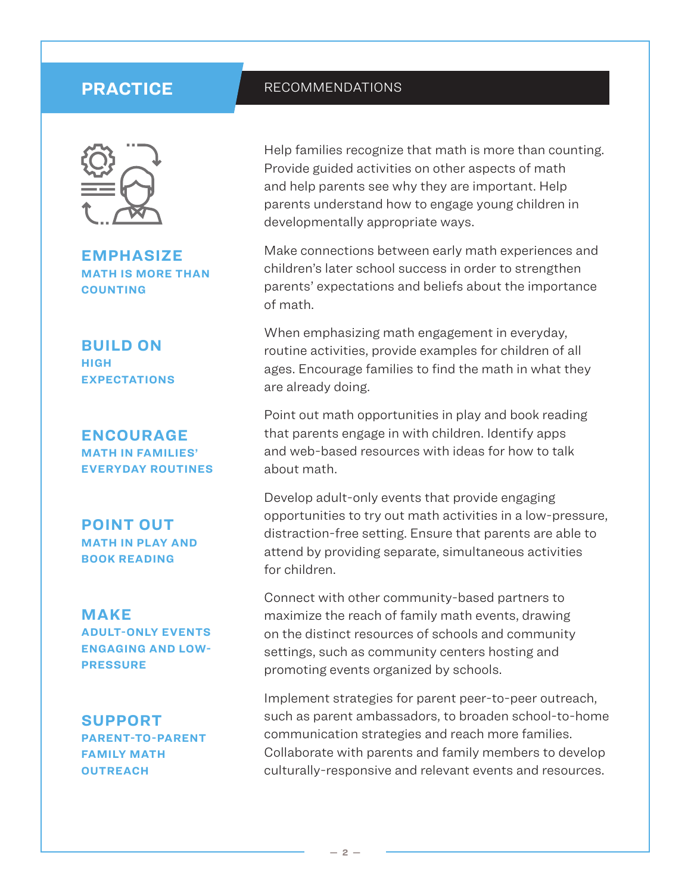## PRACTICE

### RECOMMENDATIONS

**EMPHASIZE**
**MATH IS MORE THAN COUNTING**

Help families recognize that math is more than counting. Provide guided activities on other aspects of math and help parents see why they are important. Help parents understand how to engage young children in developmentally appropriate ways.

**BUILD ON**
**HIGH EXPECTATIONS**

Make connections between early math experiences and children's later school success in order to strengthen parents' expectations and beliefs about the importance of math.

**ENCOURAGE**
**MATH IN FAMILIES' EVERYDAY ROUTINES**

When emphasizing math engagement in everyday, routine activities, provide examples for children of all ages. Encourage families to find the math in what they are already doing.

**POINT OUT**
**MATH IN PLAY AND BOOK READING**

Point out math opportunities in play and book reading that parents engage in with children. Identify apps and web-based resources with ideas for how to talk about math.

**MAKE**
**ADULT-ONLY EVENTS ENGAGING AND LOW-PRESSURE**

Develop adult-only events that provide engaging opportunities to try out math activities in a low-pressure, distraction-free setting. Ensure that parents are able to attend by providing separate, simultaneous activities for children.

Connect with other community-based partners to maximize the reach of family math events, drawing on the distinct resources of schools and community settings, such as community centers hosting and promoting events organized by schools.

**SUPPORT**
**PARENT-TO-PARENT FAMILY MATH OUTREACH**

Implement strategies for parent peer-to-peer outreach, such as parent ambassadors, to broaden school-to-home communication strategies and reach more families. Collaborate with parents and family members to develop culturally-responsive and relevant events and resources.